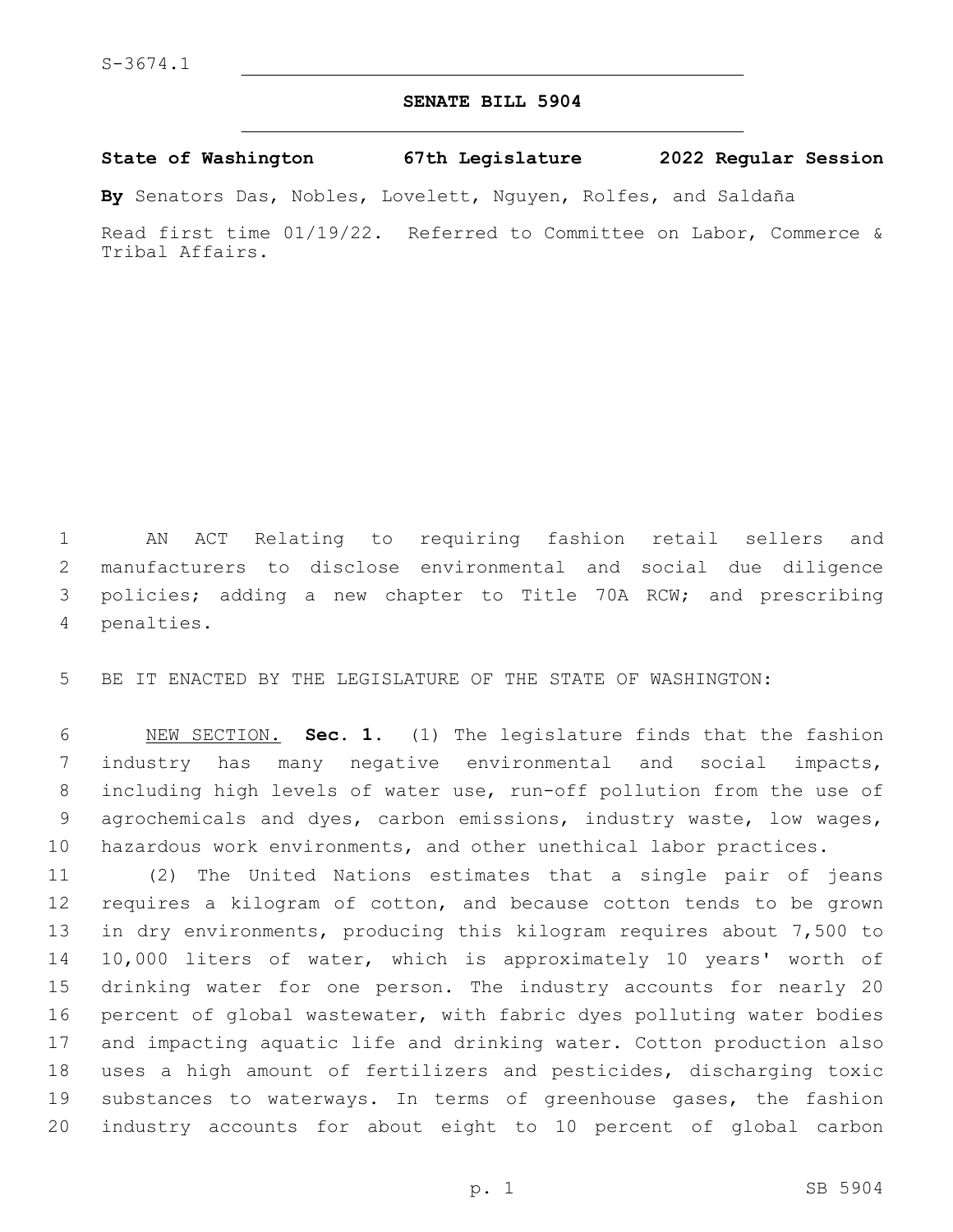S-3674.1

# SENATE BILL 5904

**State of Washington 67th Legislature 2022 Regular Session**

**By** Senators Das, Nobles, Lovelett, Nguyen, Rolfes, and Saldaña

Read first time 01/19/22. Referred to Committee on Labor, Commerce & Tribal Affairs.

AN ACT Relating to requiring fashion retail sellers and manufacturers to disclose environmental and social due diligence policies; adding a new chapter to Title 70A RCW; and prescribing penalties.

BE IT ENACTED BY THE LEGISLATURE OF THE STATE OF WASHINGTON:

NEW SECTION. **Sec. 1.** (1) The legislature finds that the fashion industry has many negative environmental and social impacts, including high levels of water use, run-off pollution from the use of agrochemicals and dyes, carbon emissions, industry waste, low wages, hazardous work environments, and other unethical labor practices.

(2) The United Nations estimates that a single pair of jeans requires a kilogram of cotton, and because cotton tends to be grown in dry environments, producing this kilogram requires about 7,500 to 10,000 liters of water, which is approximately 10 years' worth of drinking water for one person. The industry accounts for nearly 20 percent of global wastewater, with fabric dyes polluting water bodies and impacting aquatic life and drinking water. Cotton production also uses a high amount of fertilizers and pesticides, discharging toxic substances to waterways. In terms of greenhouse gases, the fashion industry accounts for about eight to 10 percent of global carbon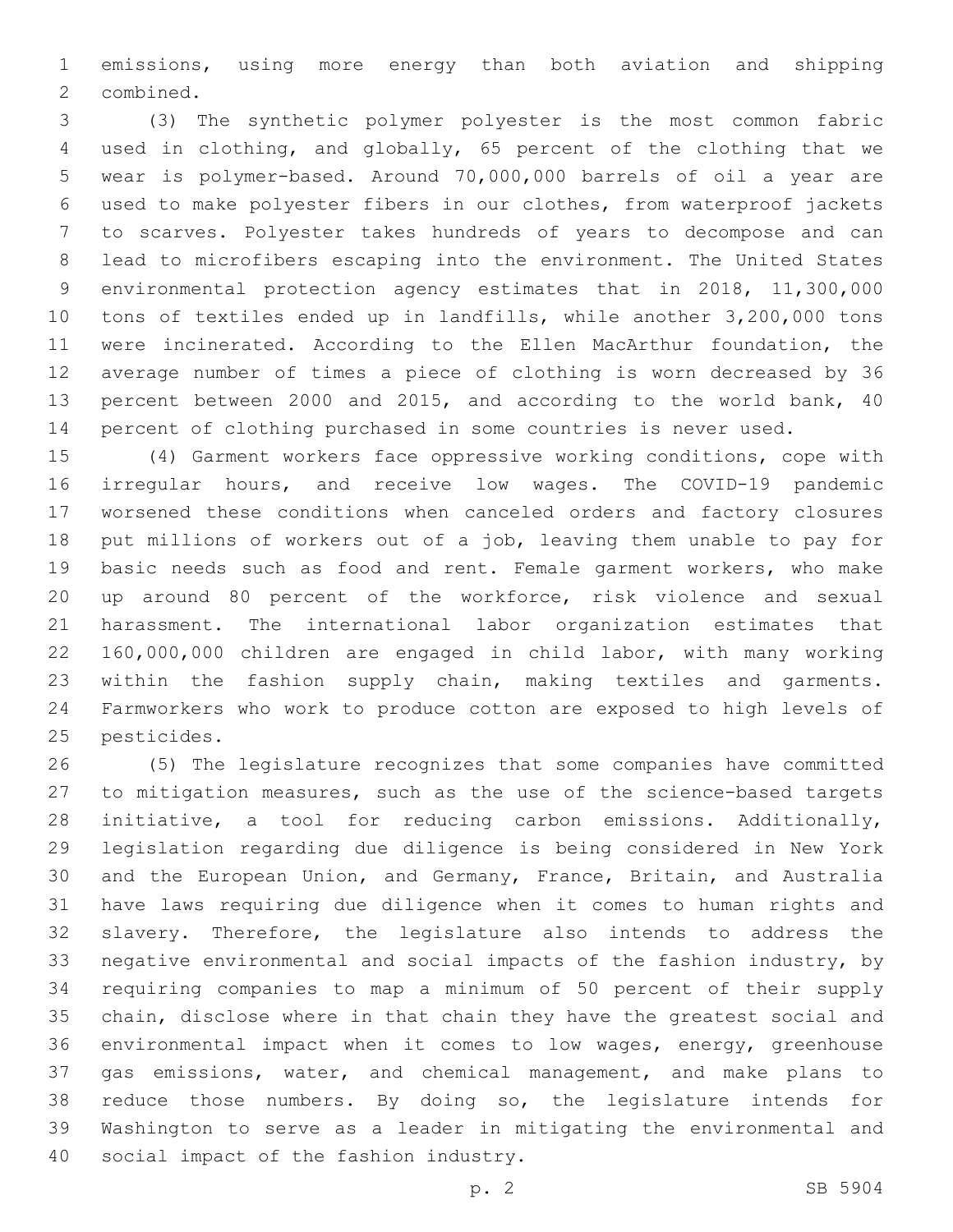emissions, using more energy than both aviation and shipping combined.

(3) The synthetic polymer polyester is the most common fabric used in clothing, and globally, 65 percent of the clothing that we wear is polymer-based. Around 70,000,000 barrels of oil a year are used to make polyester fibers in our clothes, from waterproof jackets to scarves. Polyester takes hundreds of years to decompose and can lead to microfibers escaping into the environment. The United States environmental protection agency estimates that in 2018, 11,300,000 tons of textiles ended up in landfills, while another 3,200,000 tons were incinerated. According to the Ellen MacArthur foundation, the average number of times a piece of clothing is worn decreased by 36 percent between 2000 and 2015, and according to the world bank, 40 percent of clothing purchased in some countries is never used.

(4) Garment workers face oppressive working conditions, cope with irregular hours, and receive low wages. The COVID-19 pandemic worsened these conditions when canceled orders and factory closures put millions of workers out of a job, leaving them unable to pay for basic needs such as food and rent. Female garment workers, who make up around 80 percent of the workforce, risk violence and sexual harassment. The international labor organization estimates that 160,000,000 children are engaged in child labor, with many working within the fashion supply chain, making textiles and garments. Farmworkers who work to produce cotton are exposed to high levels of pesticides.

(5) The legislature recognizes that some companies have committed to mitigation measures, such as the use of the science-based targets initiative, a tool for reducing carbon emissions. Additionally, legislation regarding due diligence is being considered in New York and the European Union, and Germany, France, Britain, and Australia have laws requiring due diligence when it comes to human rights and slavery. Therefore, the legislature also intends to address the negative environmental and social impacts of the fashion industry, by requiring companies to map a minimum of 50 percent of their supply chain, disclose where in that chain they have the greatest social and environmental impact when it comes to low wages, energy, greenhouse gas emissions, water, and chemical management, and make plans to reduce those numbers. By doing so, the legislature intends for Washington to serve as a leader in mitigating the environmental and social impact of the fashion industry.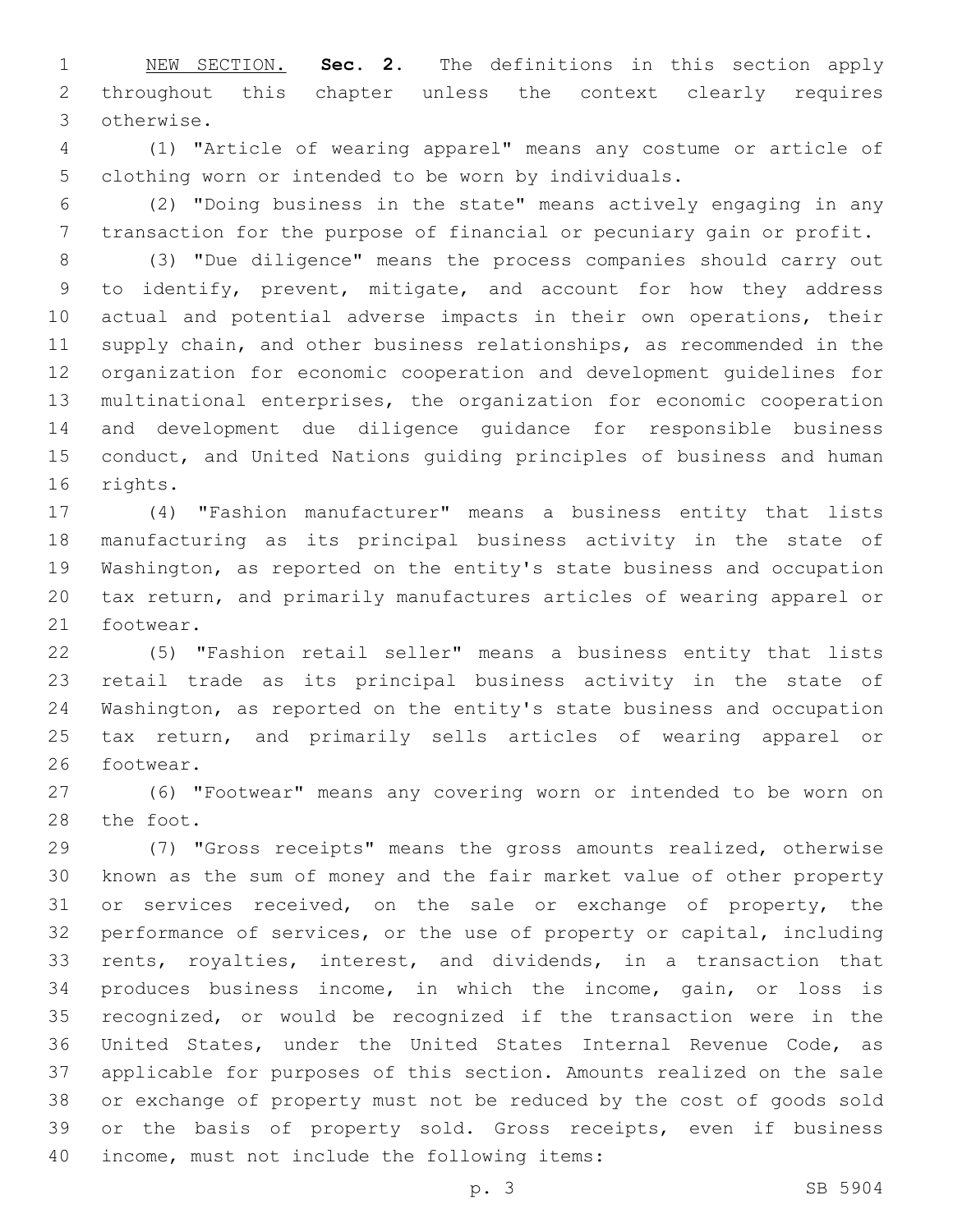NEW SECTION. **Sec. 2.** The definitions in this section apply throughout this chapter unless the context clearly requires otherwise.

(1) "Article of wearing apparel" means any costume or article of clothing worn or intended to be worn by individuals.

(2) "Doing business in the state" means actively engaging in any transaction for the purpose of financial or pecuniary gain or profit.

(3) "Due diligence" means the process companies should carry out to identify, prevent, mitigate, and account for how they address actual and potential adverse impacts in their own operations, their supply chain, and other business relationships, as recommended in the organization for economic cooperation and development guidelines for multinational enterprises, the organization for economic cooperation and development due diligence guidance for responsible business conduct, and United Nations guiding principles of business and human rights.

(4) "Fashion manufacturer" means a business entity that lists manufacturing as its principal business activity in the state of Washington, as reported on the entity's state business and occupation tax return, and primarily manufactures articles of wearing apparel or footwear.

(5) "Fashion retail seller" means a business entity that lists retail trade as its principal business activity in the state of Washington, as reported on the entity's state business and occupation tax return, and primarily sells articles of wearing apparel or footwear.

(6) "Footwear" means any covering worn or intended to be worn on the foot.

(7) "Gross receipts" means the gross amounts realized, otherwise known as the sum of money and the fair market value of other property or services received, on the sale or exchange of property, the performance of services, or the use of property or capital, including rents, royalties, interest, and dividends, in a transaction that produces business income, in which the income, gain, or loss is recognized, or would be recognized if the transaction were in the United States, under the United States Internal Revenue Code, as applicable for purposes of this section. Amounts realized on the sale or exchange of property must not be reduced by the cost of goods sold or the basis of property sold. Gross receipts, even if business income, must not include the following items: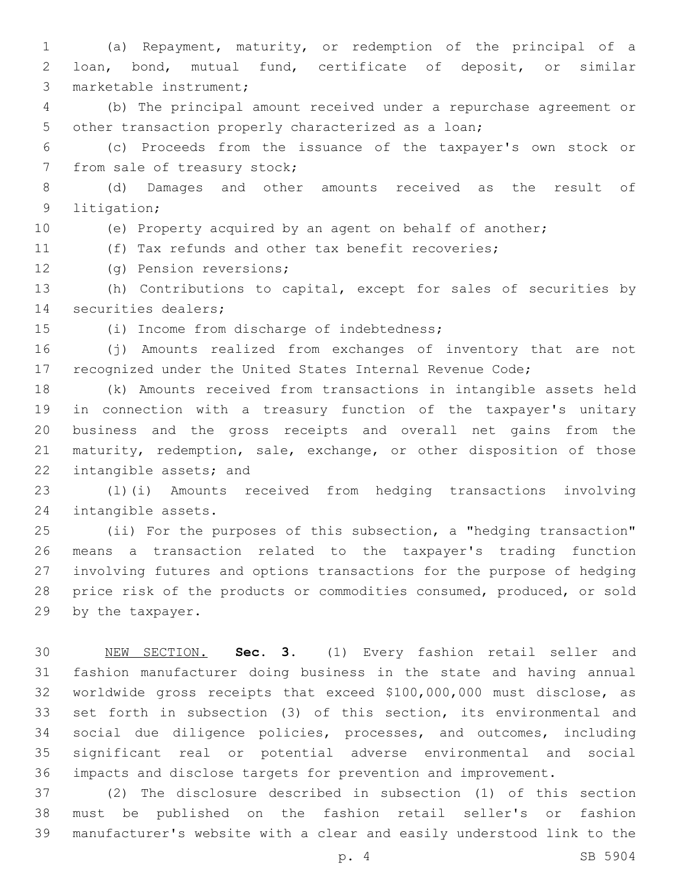(a) Repayment, maturity, or redemption of the principal of a loan, bond, mutual fund, certificate of deposit, or similar marketable instrument;

(b) The principal amount received under a repurchase agreement or other transaction properly characterized as a loan;

(c) Proceeds from the issuance of the taxpayer's own stock or from sale of treasury stock;

(d) Damages and other amounts received as the result of litigation;

(e) Property acquired by an agent on behalf of another;

(f) Tax refunds and other tax benefit recoveries;

(g) Pension reversions;

(h) Contributions to capital, except for sales of securities by securities dealers;

(i) Income from discharge of indebtedness;

(j) Amounts realized from exchanges of inventory that are not recognized under the United States Internal Revenue Code;

(k) Amounts received from transactions in intangible assets held in connection with a treasury function of the taxpayer's unitary business and the gross receipts and overall net gains from the maturity, redemption, sale, exchange, or other disposition of those intangible assets; and

(l)(i) Amounts received from hedging transactions involving intangible assets.

(ii) For the purposes of this subsection, a "hedging transaction" means a transaction related to the taxpayer's trading function involving futures and options transactions for the purpose of hedging price risk of the products or commodities consumed, produced, or sold by the taxpayer.

NEW SECTION. **Sec. 3.** (1) Every fashion retail seller and fashion manufacturer doing business in the state and having annual worldwide gross receipts that exceed $100,000,000 must disclose, as set forth in subsection (3) of this section, its environmental and social due diligence policies, processes, and outcomes, including significant real or potential adverse environmental and social impacts and disclose targets for prevention and improvement.

(2) The disclosure described in subsection (1) of this section must be published on the fashion retail seller's or fashion manufacturer's website with a clear and easily understood link to the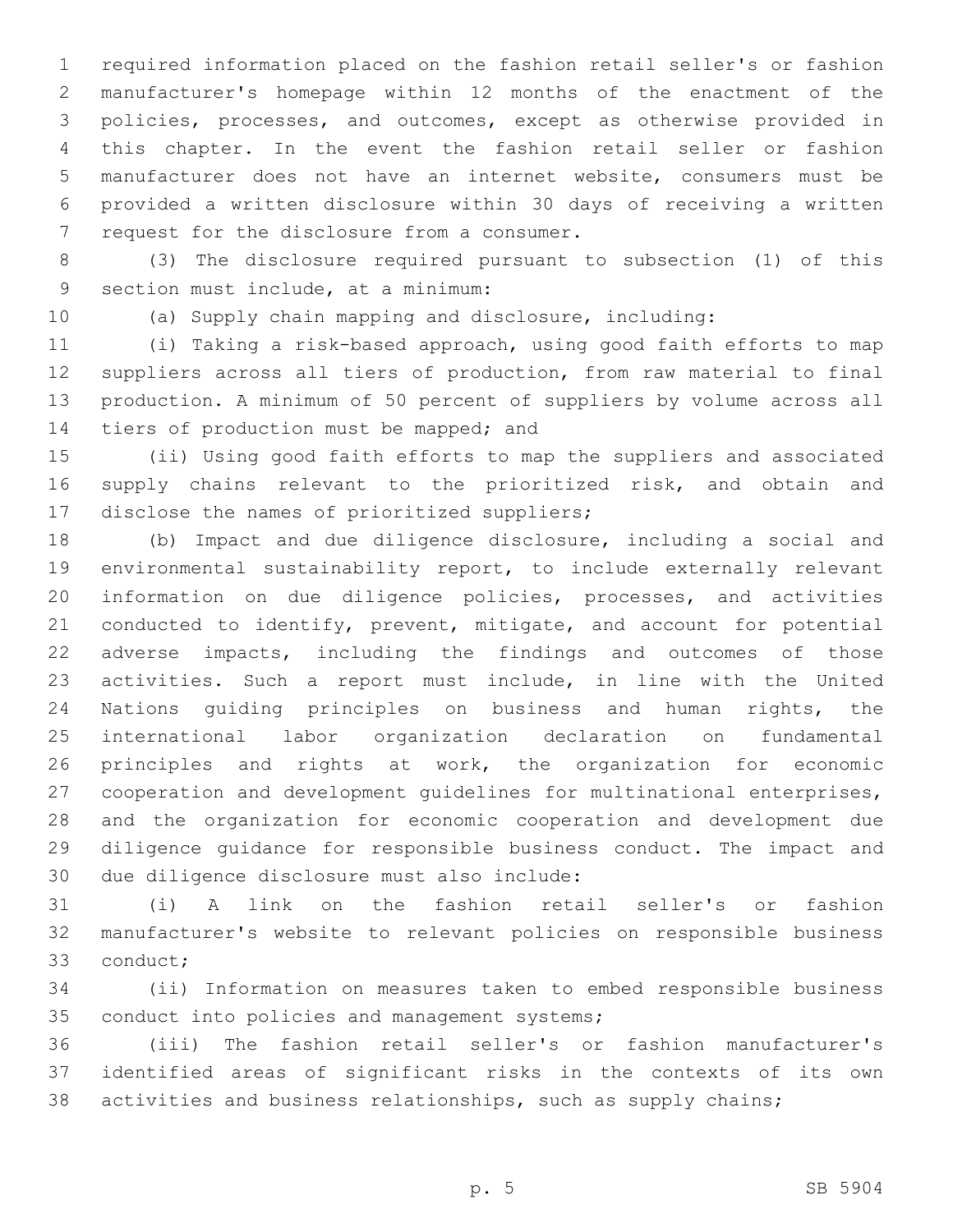required information placed on the fashion retail seller's or fashion manufacturer's homepage within 12 months of the enactment of the policies, processes, and outcomes, except as otherwise provided in this chapter. In the event the fashion retail seller or fashion manufacturer does not have an internet website, consumers must be provided a written disclosure within 30 days of receiving a written request for the disclosure from a consumer.

(3) The disclosure required pursuant to subsection (1) of this section must include, at a minimum:

(a) Supply chain mapping and disclosure, including:

(i) Taking a risk-based approach, using good faith efforts to map suppliers across all tiers of production, from raw material to final production. A minimum of 50 percent of suppliers by volume across all tiers of production must be mapped; and

(ii) Using good faith efforts to map the suppliers and associated supply chains relevant to the prioritized risk, and obtain and disclose the names of prioritized suppliers;

(b) Impact and due diligence disclosure, including a social and environmental sustainability report, to include externally relevant information on due diligence policies, processes, and activities conducted to identify, prevent, mitigate, and account for potential adverse impacts, including the findings and outcomes of those activities. Such a report must include, in line with the United Nations guiding principles on business and human rights, the international labor organization declaration on fundamental principles and rights at work, the organization for economic cooperation and development guidelines for multinational enterprises, and the organization for economic cooperation and development due diligence guidance for responsible business conduct. The impact and due diligence disclosure must also include:

(i) A link on the fashion retail seller's or fashion manufacturer's website to relevant policies on responsible business conduct;

(ii) Information on measures taken to embed responsible business conduct into policies and management systems;

(iii) The fashion retail seller's or fashion manufacturer's identified areas of significant risks in the contexts of its own activities and business relationships, such as supply chains;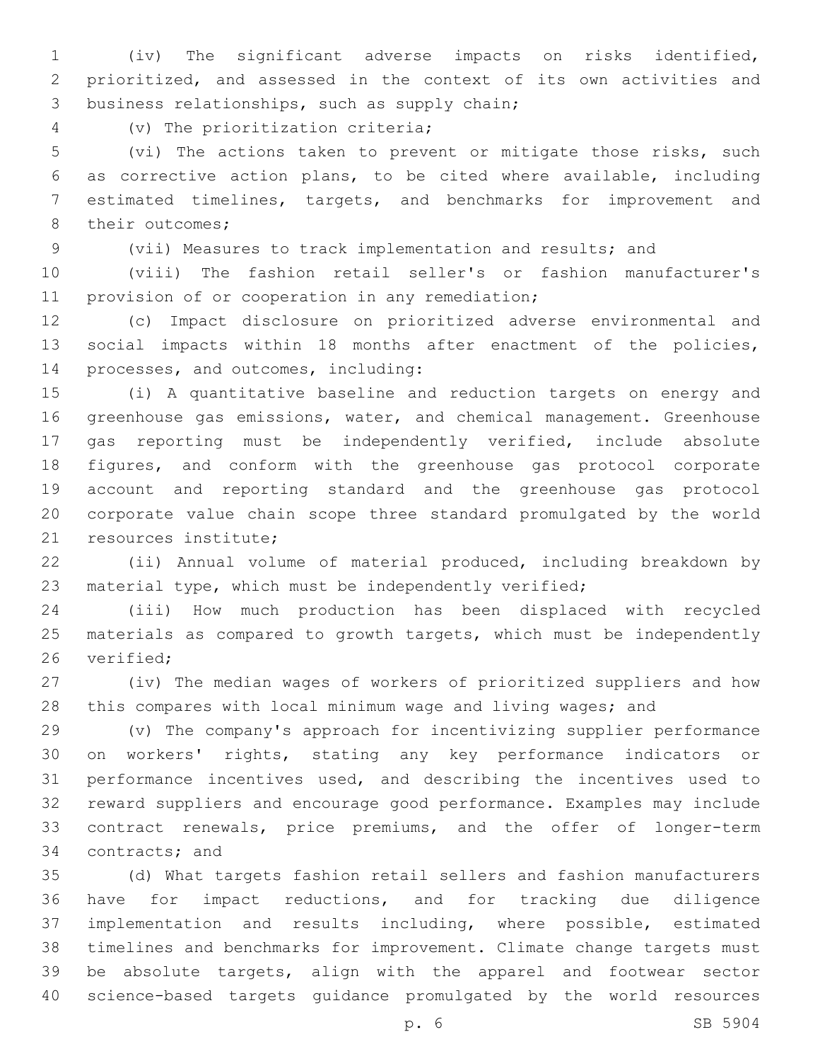(iv) The significant adverse impacts on risks identified, prioritized, and assessed in the context of its own activities and business relationships, such as supply chain;

(v) The prioritization criteria;

(vi) The actions taken to prevent or mitigate those risks, such as corrective action plans, to be cited where available, including estimated timelines, targets, and benchmarks for improvement and their outcomes;

(vii) Measures to track implementation and results; and

(viii) The fashion retail seller's or fashion manufacturer's provision of or cooperation in any remediation;

(c) Impact disclosure on prioritized adverse environmental and social impacts within 18 months after enactment of the policies, processes, and outcomes, including:

(i) A quantitative baseline and reduction targets on energy and greenhouse gas emissions, water, and chemical management. Greenhouse gas reporting must be independently verified, include absolute figures, and conform with the greenhouse gas protocol corporate account and reporting standard and the greenhouse gas protocol corporate value chain scope three standard promulgated by the world resources institute;

(ii) Annual volume of material produced, including breakdown by material type, which must be independently verified;

(iii) How much production has been displaced with recycled materials as compared to growth targets, which must be independently verified;

(iv) The median wages of workers of prioritized suppliers and how this compares with local minimum wage and living wages; and

(v) The company's approach for incentivizing supplier performance on workers' rights, stating any key performance indicators or performance incentives used, and describing the incentives used to reward suppliers and encourage good performance. Examples may include contract renewals, price premiums, and the offer of longer-term contracts; and

(d) What targets fashion retail sellers and fashion manufacturers have for impact reductions, and for tracking due diligence implementation and results including, where possible, estimated timelines and benchmarks for improvement. Climate change targets must be absolute targets, align with the apparel and footwear sector science-based targets guidance promulgated by the world resources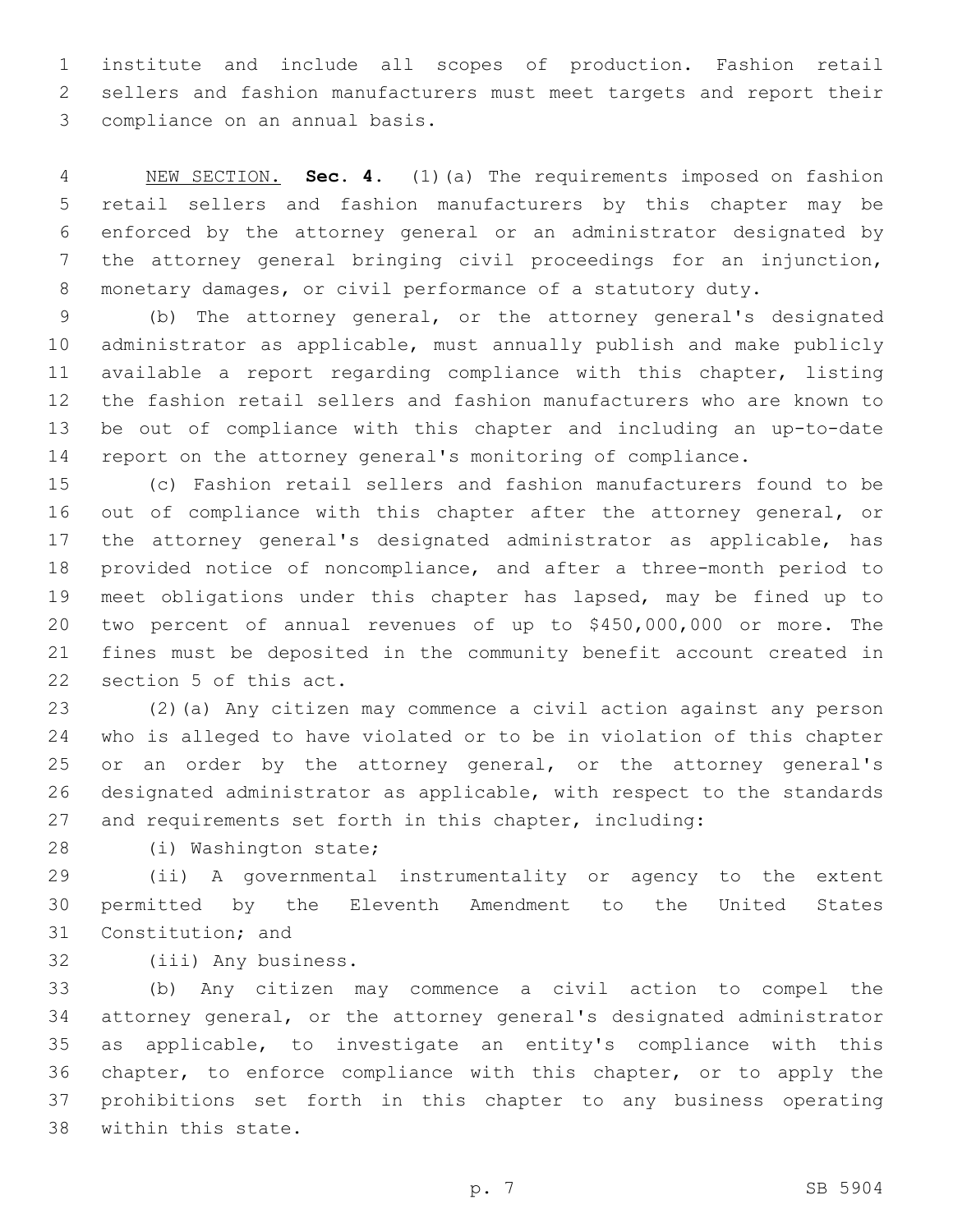institute and include all scopes of production. Fashion retail sellers and fashion manufacturers must meet targets and report their compliance on an annual basis.

NEW SECTION. **Sec. 4.** (1)(a) The requirements imposed on fashion retail sellers and fashion manufacturers by this chapter may be enforced by the attorney general or an administrator designated by the attorney general bringing civil proceedings for an injunction, monetary damages, or civil performance of a statutory duty.

(b) The attorney general, or the attorney general's designated administrator as applicable, must annually publish and make publicly available a report regarding compliance with this chapter, listing the fashion retail sellers and fashion manufacturers who are known to be out of compliance with this chapter and including an up-to-date report on the attorney general's monitoring of compliance.

(c) Fashion retail sellers and fashion manufacturers found to be out of compliance with this chapter after the attorney general, or the attorney general's designated administrator as applicable, has provided notice of noncompliance, and after a three-month period to meet obligations under this chapter has lapsed, may be fined up to two percent of annual revenues of up to $450,000,000 or more. The fines must be deposited in the community benefit account created in section 5 of this act.

(2)(a) Any citizen may commence a civil action against any person who is alleged to have violated or to be in violation of this chapter or an order by the attorney general, or the attorney general's designated administrator as applicable, with respect to the standards and requirements set forth in this chapter, including:

(i) Washington state;

(ii) A governmental instrumentality or agency to the extent permitted by the Eleventh Amendment to the United States Constitution; and

(iii) Any business.

(b) Any citizen may commence a civil action to compel the attorney general, or the attorney general's designated administrator as applicable, to investigate an entity's compliance with this chapter, to enforce compliance with this chapter, or to apply the prohibitions set forth in this chapter to any business operating within this state.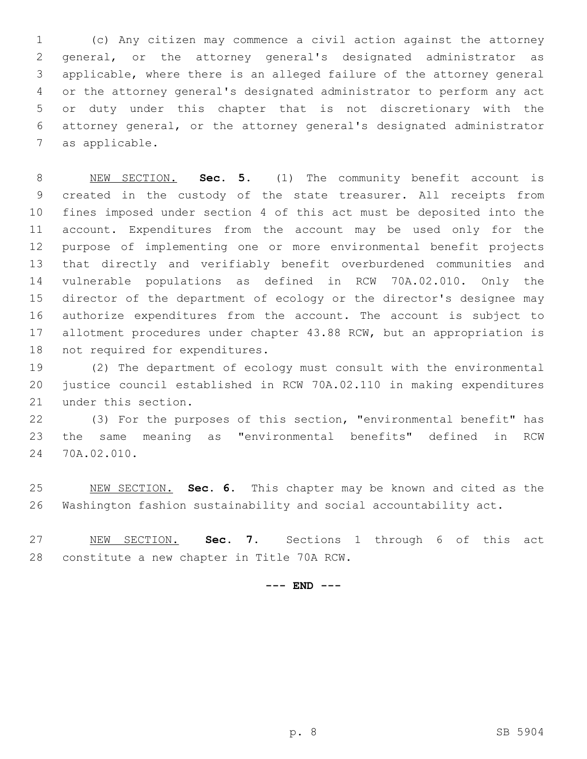(c) Any citizen may commence a civil action against the attorney general, or the attorney general's designated administrator as applicable, where there is an alleged failure of the attorney general or the attorney general's designated administrator to perform any act or duty under this chapter that is not discretionary with the attorney general, or the attorney general's designated administrator as applicable.

NEW SECTION. **Sec. 5.** (1) The community benefit account is created in the custody of the state treasurer. All receipts from fines imposed under section 4 of this act must be deposited into the account. Expenditures from the account may be used only for the purpose of implementing one or more environmental benefit projects that directly and verifiably benefit overburdened communities and vulnerable populations as defined in RCW 70A.02.010. Only the director of the department of ecology or the director's designee may authorize expenditures from the account. The account is subject to allotment procedures under chapter 43.88 RCW, but an appropriation is not required for expenditures.

(2) The department of ecology must consult with the environmental justice council established in RCW 70A.02.110 in making expenditures under this section.

(3) For the purposes of this section, "environmental benefit" has the same meaning as "environmental benefits" defined in RCW 70A.02.010.

NEW SECTION. **Sec. 6.** This chapter may be known and cited as the Washington fashion sustainability and social accountability act.

NEW SECTION. **Sec. 7.** Sections 1 through 6 of this act constitute a new chapter in Title 70A RCW.

**--- END ---**